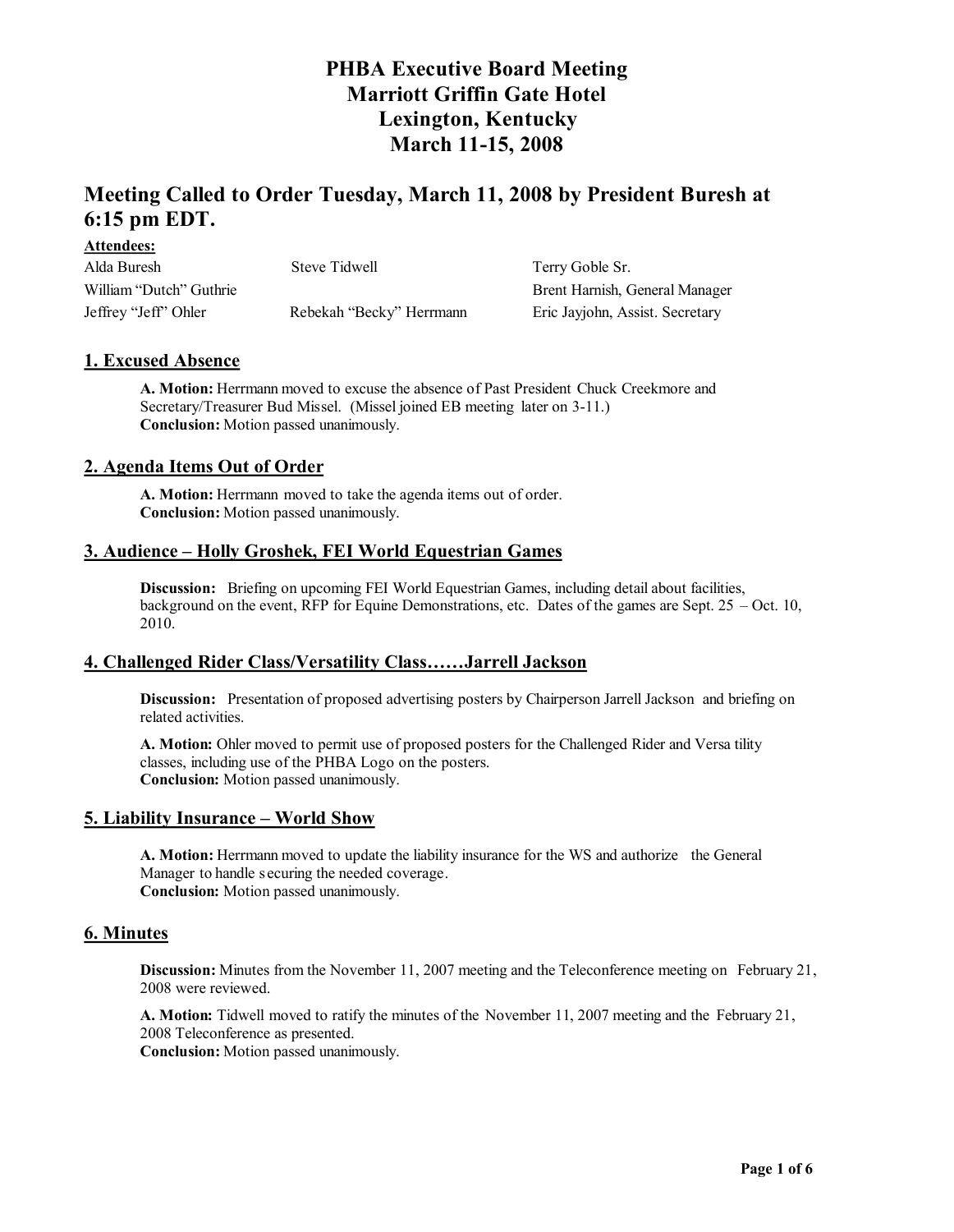# PHBA Executive Board Meeting
# Marriott Griffin Gate Hotel
# Lexington, Kentucky
# March 11-15, 2008

## Meeting Called to Order Tuesday, March 11, 2008 by President Buresh at 6:15 pm EDT.

**Attendees:**

| | | |
|---|---|---|
| Alda Buresh | Steve Tidwell | Terry Goble Sr. |
| William "Dutch" Guthrie | | Brent Harnish, General Manager |
| Jeffrey "Jeff" Ohler | Rebekah "Becky" Herrmann | Eric Jayjohn, Assist. Secretary |

### 1. Excused Absence

**A. Motion:** Herrmann moved to excuse the absence of Past President Chuck Creekmore and Secretary/Treasurer Bud Missel. (Missel joined EB meeting later on 3-11.)
**Conclusion:** Motion passed unanimously.

### 2. Agenda Items Out of Order

**A. Motion:** Herrmann moved to take the agenda items out of order.
**Conclusion:** Motion passed unanimously.

### 3. Audience – Holly Groshek, FEI World Equestrian Games

**Discussion:** Briefing on upcoming FEI World Equestrian Games, including detail about facilities, background on the event, RFP for Equine Demonstrations, etc. Dates of the games are Sept. 25 – Oct. 10, 2010.

### 4. Challenged Rider Class/Versatility Class……Jarrell Jackson

**Discussion:** Presentation of proposed advertising posters by Chairperson Jarrell Jackson and briefing on related activities.

**A. Motion:** Ohler moved to permit use of proposed posters for the Challenged Rider and Versatility classes, including use of the PHBA Logo on the posters.
**Conclusion:** Motion passed unanimously.

### 5. Liability Insurance – World Show

**A. Motion:** Herrmann moved to update the liability insurance for the WS and authorize the General Manager to handle securing the needed coverage.
**Conclusion:** Motion passed unanimously.

### 6. Minutes

**Discussion:** Minutes from the November 11, 2007 meeting and the Teleconference meeting on February 21, 2008 were reviewed.

**A. Motion:** Tidwell moved to ratify the minutes of the November 11, 2007 meeting and the February 21, 2008 Teleconference as presented.
**Conclusion:** Motion passed unanimously.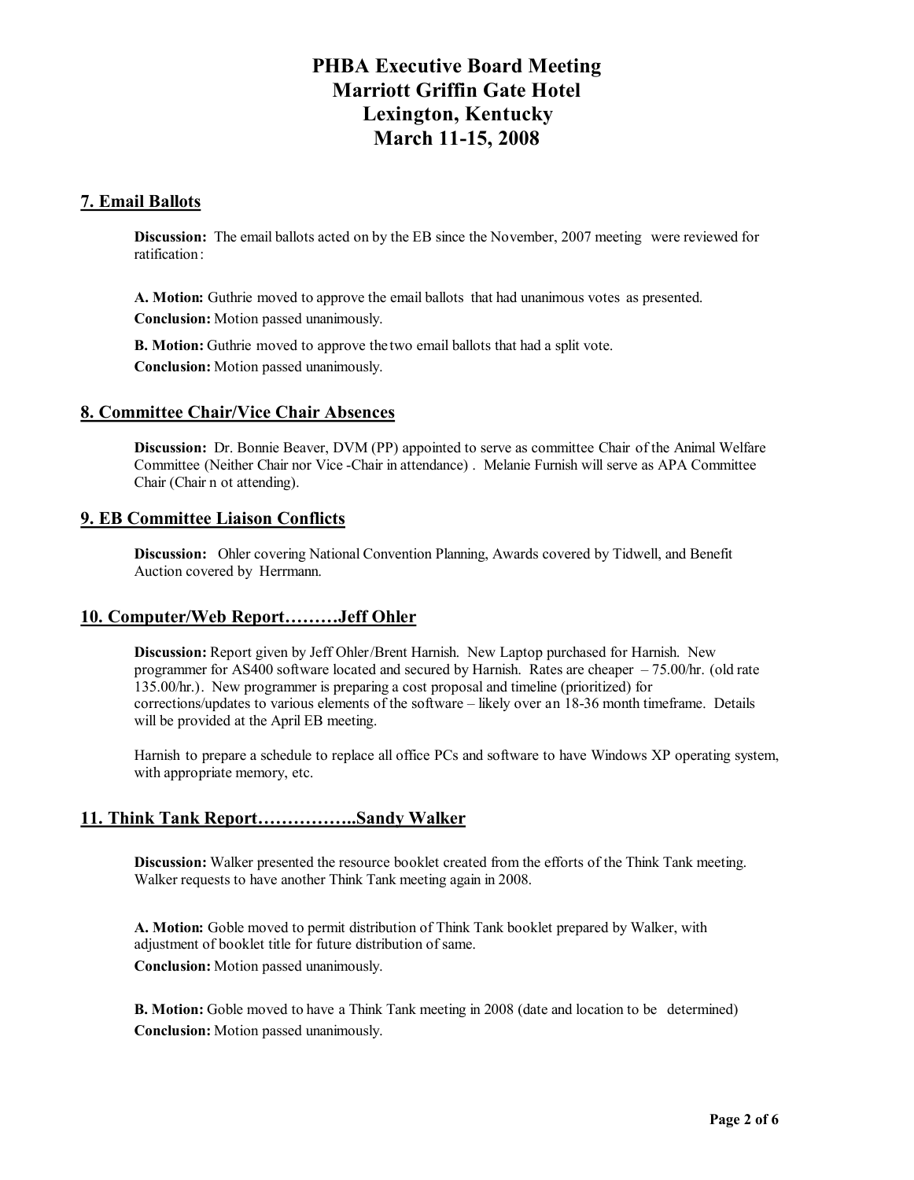# PHBA Executive Board Meeting
# Marriott Griffin Gate Hotel
# Lexington, Kentucky
# March 11-15, 2008

## 7. Email Ballots

**Discussion:** The email ballots acted on by the EB since the November, 2007 meeting were reviewed for ratification:

**A. Motion:** Guthrie moved to approve the email ballots that had unanimous votes as presented.
**Conclusion:** Motion passed unanimously.

**B. Motion:** Guthrie moved to approve the two email ballots that had a split vote.
**Conclusion:** Motion passed unanimously.

## 8. Committee Chair/Vice Chair Absences

**Discussion:** Dr. Bonnie Beaver, DVM (PP) appointed to serve as committee Chair of the Animal Welfare Committee (Neither Chair nor Vice -Chair in attendance) . Melanie Furnish will serve as APA Committee Chair (Chair n ot attending).

## 9. EB Committee Liaison Conflicts

**Discussion:** Ohler covering National Convention Planning, Awards covered by Tidwell, and Benefit Auction covered by Herrmann.

## 10. Computer/Web Report………Jeff Ohler

**Discussion:** Report given by Jeff Ohler/Brent Harnish. New Laptop purchased for Harnish. New programmer for AS400 software located and secured by Harnish. Rates are cheaper – 75.00/hr. (old rate 135.00/hr.). New programmer is preparing a cost proposal and timeline (prioritized) for corrections/updates to various elements of the software – likely over an 18-36 month timeframe. Details will be provided at the April EB meeting.

Harnish to prepare a schedule to replace all office PCs and software to have Windows XP operating system, with appropriate memory, etc.

## 11. Think Tank Report……………..Sandy Walker

**Discussion:** Walker presented the resource booklet created from the efforts of the Think Tank meeting. Walker requests to have another Think Tank meeting again in 2008.

**A. Motion:** Goble moved to permit distribution of Think Tank booklet prepared by Walker, with adjustment of booklet title for future distribution of same.
**Conclusion:** Motion passed unanimously.

**B. Motion:** Goble moved to have a Think Tank meeting in 2008 (date and location to be determined)
**Conclusion:** Motion passed unanimously.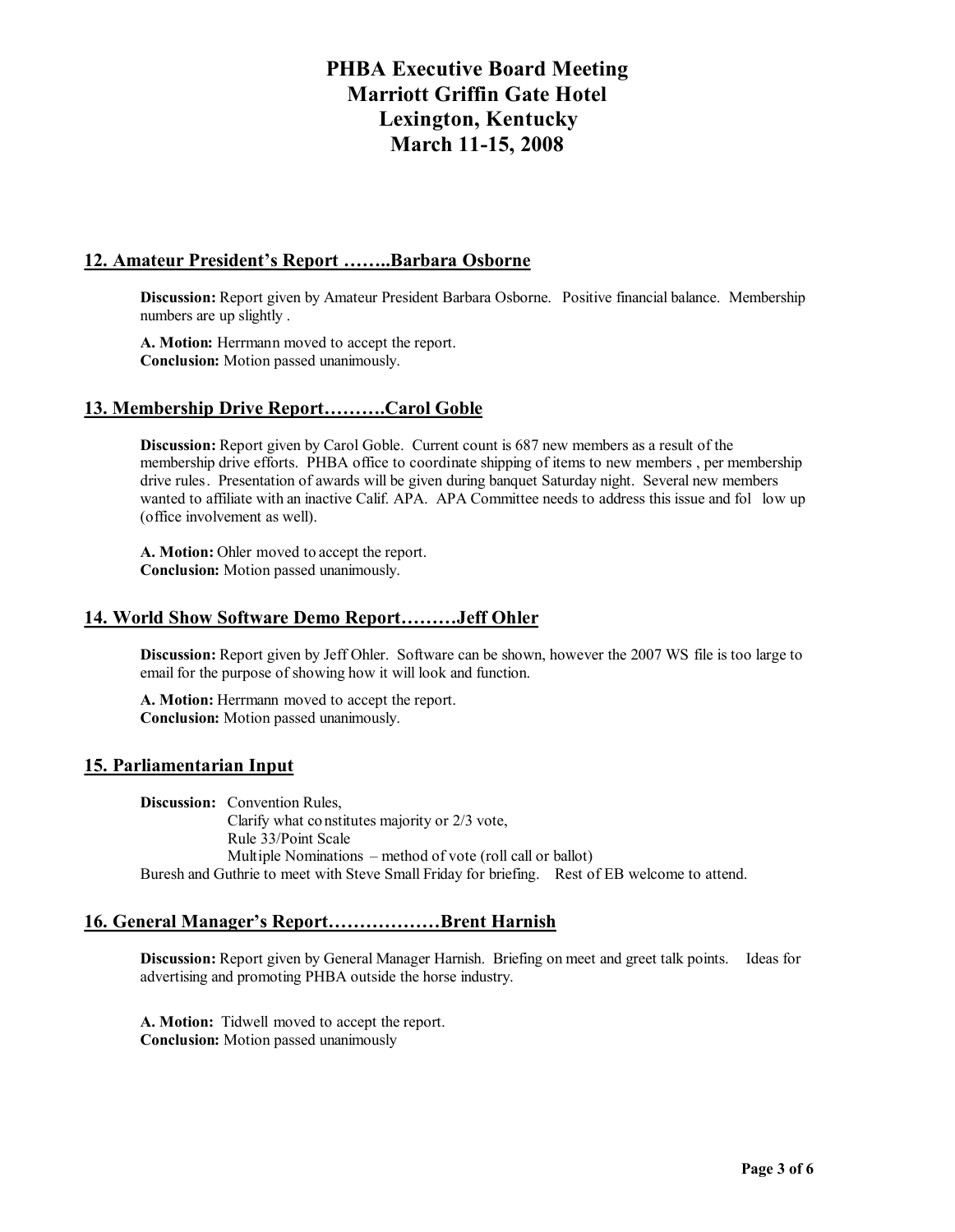# PHBA Executive Board Meeting
# Marriott Griffin Gate Hotel
# Lexington, Kentucky
# March 11-15, 2008

## 12. Amateur President's Report ……..Barbara Osborne

**Discussion:** Report given by Amateur President Barbara Osborne. Positive financial balance. Membership numbers are up slightly .

**A. Motion:** Herrmann moved to accept the report.
**Conclusion:** Motion passed unanimously.

## 13. Membership Drive Report……….Carol Goble

**Discussion:** Report given by Carol Goble. Current count is 687 new members as a result of the membership drive efforts. PHBA office to coordinate shipping of items to new members , per membership drive rules. Presentation of awards will be given during banquet Saturday night. Several new members wanted to affiliate with an inactive Calif. APA. APA Committee needs to address this issue and fol low up (office involvement as well).

**A. Motion:** Ohler moved to accept the report.
**Conclusion:** Motion passed unanimously.

## 14. World Show Software Demo Report………Jeff Ohler

**Discussion:** Report given by Jeff Ohler. Software can be shown, however the 2007 WS file is too large to email for the purpose of showing how it will look and function.

**A. Motion:** Herrmann moved to accept the report.
**Conclusion:** Motion passed unanimously.

## 15. Parliamentarian Input

**Discussion:** Convention Rules,
Clarify what constitutes majority or 2/3 vote,
Rule 33/Point Scale
Multiple Nominations – method of vote (roll call or ballot)

Buresh and Guthrie to meet with Steve Small Friday for briefing. Rest of EB welcome to attend.

## 16. General Manager's Report………………Brent Harnish

**Discussion:** Report given by General Manager Harnish. Briefing on meet and greet talk points. Ideas for advertising and promoting PHBA outside the horse industry.

**A. Motion:** Tidwell moved to accept the report.
**Conclusion:** Motion passed unanimously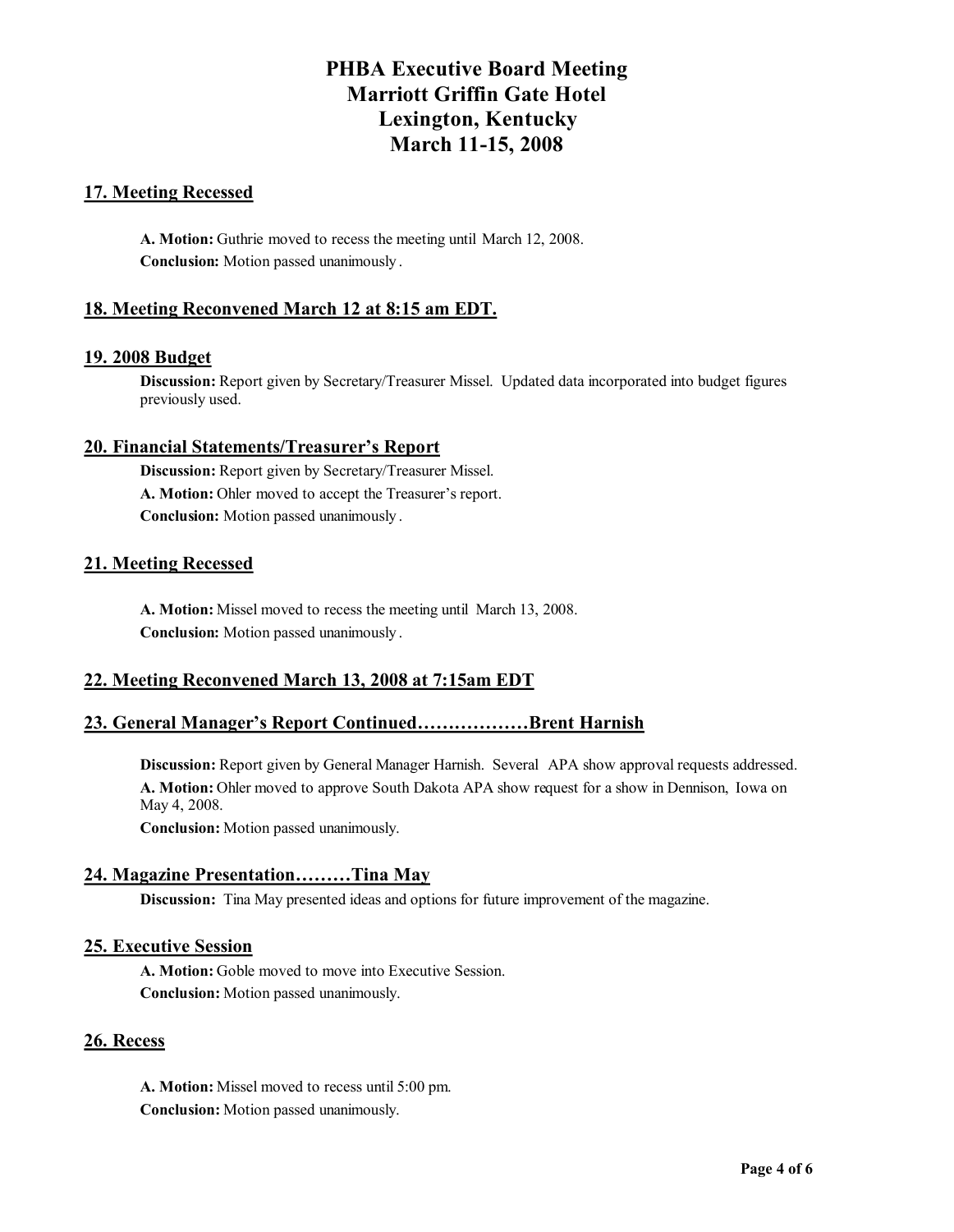# PHBA Executive Board Meeting
# Marriott Griffin Gate Hotel
# Lexington, Kentucky
# March 11-15, 2008

## 17. Meeting Recessed

**A. Motion:** Guthrie moved to recess the meeting until March 12, 2008.

**Conclusion:** Motion passed unanimously.

## 18. Meeting Reconvened March 12 at 8:15 am EDT.

## 19. 2008 Budget

**Discussion:** Report given by Secretary/Treasurer Missel. Updated data incorporated into budget figures previously used.

## 20. Financial Statements/Treasurer's Report

**Discussion:** Report given by Secretary/Treasurer Missel.

**A. Motion:** Ohler moved to accept the Treasurer's report.

**Conclusion:** Motion passed unanimously.

## 21. Meeting Recessed

**A. Motion:** Missel moved to recess the meeting until March 13, 2008.

**Conclusion:** Motion passed unanimously.

## 22. Meeting Reconvened March 13, 2008 at 7:15am EDT

## 23. General Manager's Report Continued………………Brent Harnish

**Discussion:** Report given by General Manager Harnish. Several APA show approval requests addressed.

**A. Motion:** Ohler moved to approve South Dakota APA show request for a show in Dennison, Iowa on May 4, 2008.

**Conclusion:** Motion passed unanimously.

## 24. Magazine Presentation………Tina May

**Discussion:** Tina May presented ideas and options for future improvement of the magazine.

## 25. Executive Session

**A. Motion:** Goble moved to move into Executive Session.

**Conclusion:** Motion passed unanimously.

## 26. Recess

**A. Motion:** Missel moved to recess until 5:00 pm.

**Conclusion:** Motion passed unanimously.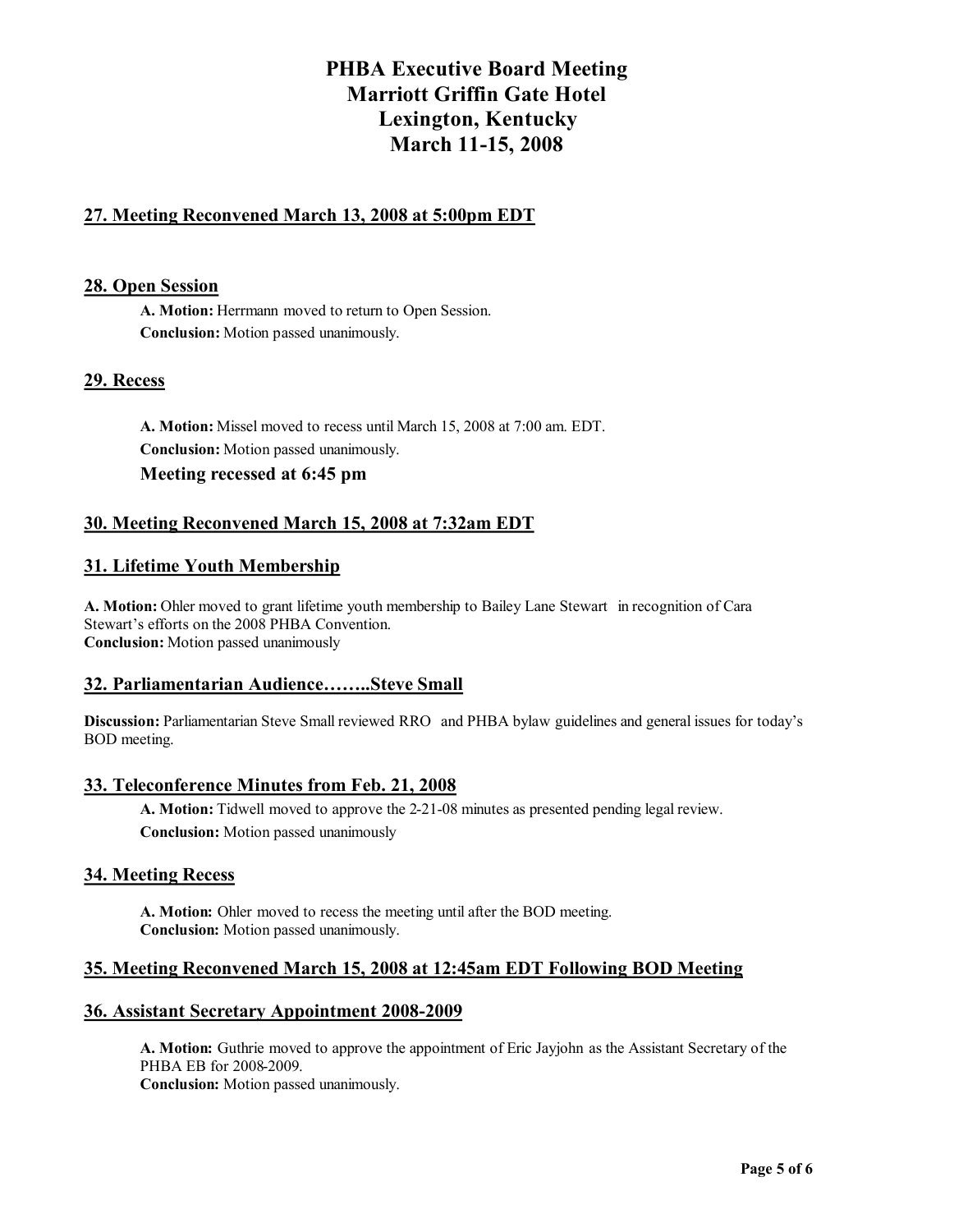# PHBA Executive Board Meeting
# Marriott Griffin Gate Hotel
# Lexington, Kentucky
# March 11-15, 2008

## 27. Meeting Reconvened March 13, 2008 at 5:00pm EDT

## 28. Open Session

**A. Motion:** Herrmann moved to return to Open Session.
**Conclusion:** Motion passed unanimously.

## 29. Recess

**A. Motion:** Missel moved to recess until March 15, 2008 at 7:00 am. EDT.
**Conclusion:** Motion passed unanimously.
**Meeting recessed at 6:45 pm**

## 30. Meeting Reconvened March 15, 2008 at 7:32am EDT

## 31. Lifetime Youth Membership

**A. Motion:** Ohler moved to grant lifetime youth membership to Bailey Lane Stewart in recognition of Cara Stewart's efforts on the 2008 PHBA Convention.
**Conclusion:** Motion passed unanimously

## 32. Parliamentarian Audience……..Steve Small

**Discussion:** Parliamentarian Steve Small reviewed RRO and PHBA bylaw guidelines and general issues for today's BOD meeting.

## 33. Teleconference Minutes from Feb. 21, 2008

**A. Motion:** Tidwell moved to approve the 2-21-08 minutes as presented pending legal review.
**Conclusion:** Motion passed unanimously

## 34. Meeting Recess

**A. Motion:** Ohler moved to recess the meeting until after the BOD meeting.
**Conclusion:** Motion passed unanimously.

## 35. Meeting Reconvened March 15, 2008 at 12:45am EDT Following BOD Meeting

## 36. Assistant Secretary Appointment 2008-2009

**A. Motion:** Guthrie moved to approve the appointment of Eric Jayjohn as the Assistant Secretary of the PHBA EB for 2008-2009.
**Conclusion:** Motion passed unanimously.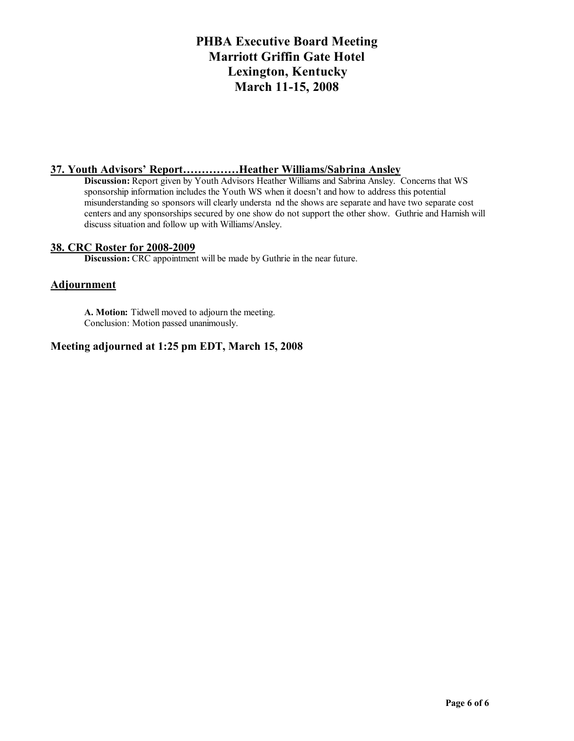# PHBA Executive Board Meeting
# Marriott Griffin Gate Hotel
# Lexington, Kentucky
# March 11-15, 2008

## 37. Youth Advisors' Report……………Heather Williams/Sabrina Ansley

**Discussion:** Report given by Youth Advisors Heather Williams and Sabrina Ansley. Concerns that WS sponsorship information includes the Youth WS when it doesn't and how to address this potential misunderstanding so sponsors will clearly understand the shows are separate and have two separate cost centers and any sponsorships secured by one show do not support the other show. Guthrie and Harnish will discuss situation and follow up with Williams/Ansley.

## 38. CRC Roster for 2008-2009

**Discussion:** CRC appointment will be made by Guthrie in the near future.

## Adjournment

**A. Motion:** Tidwell moved to adjourn the meeting.
Conclusion: Motion passed unanimously.

### Meeting adjourned at 1:25 pm EDT, March 15, 2008